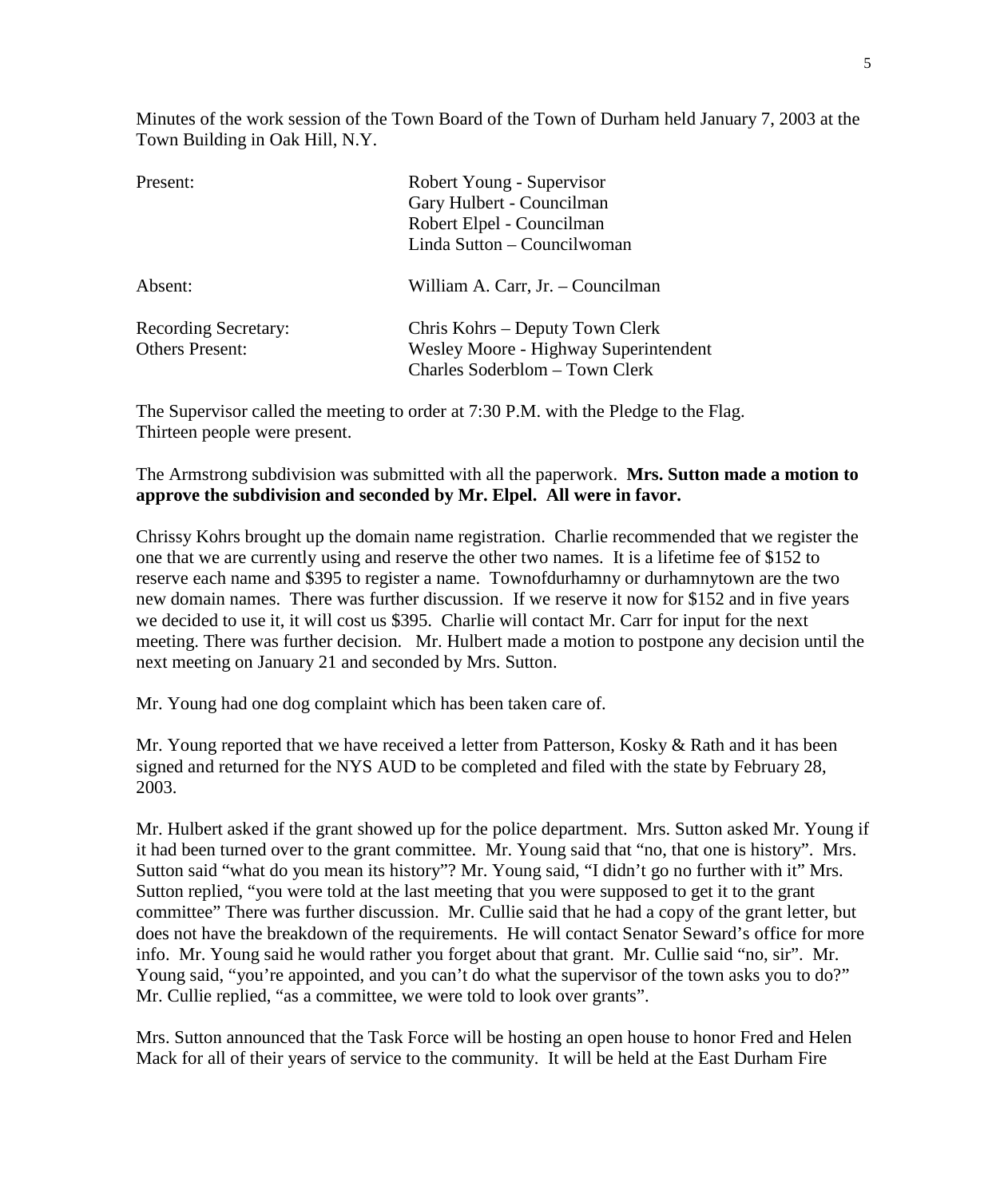Minutes of the work session of the Town Board of the Town of Durham held January 7, 2003 at the Town Building in Oak Hill, N.Y.

| | |
|---|---|
| Present: | Robert Young - Supervisor<br>Gary Hulbert - Councilman<br>Robert Elpel - Councilman<br>Linda Sutton – Councilwoman |
| Absent: | William A. Carr, Jr. – Councilman |
| Recording Secretary: | Chris Kohrs – Deputy Town Clerk |
| Others Present: | Wesley Moore - Highway Superintendent<br>Charles Soderblom – Town Clerk |

The Supervisor called the meeting to order at 7:30 P.M. with the Pledge to the Flag. Thirteen people were present.

The Armstrong subdivision was submitted with all the paperwork. **Mrs. Sutton made a motion to approve the subdivision and seconded by Mr. Elpel. All were in favor.**

Chrissy Kohrs brought up the domain name registration. Charlie recommended that we register the one that we are currently using and reserve the other two names. It is a lifetime fee of $152 to reserve each name and $395 to register a name. Townofdurhamny or durhamnytown are the two new domain names. There was further discussion. If we reserve it now for $152 and in five years we decided to use it, it will cost us $395. Charlie will contact Mr. Carr for input for the next meeting. There was further decision. Mr. Hulbert made a motion to postpone any decision until the next meeting on January 21 and seconded by Mrs. Sutton.

Mr. Young had one dog complaint which has been taken care of.

Mr. Young reported that we have received a letter from Patterson, Kosky & Rath and it has been signed and returned for the NYS AUD to be completed and filed with the state by February 28, 2003.

Mr. Hulbert asked if the grant showed up for the police department. Mrs. Sutton asked Mr. Young if it had been turned over to the grant committee. Mr. Young said that "no, that one is history". Mrs. Sutton said "what do you mean its history"? Mr. Young said, "I didn't go no further with it" Mrs. Sutton replied, "you were told at the last meeting that you were supposed to get it to the grant committee" There was further discussion. Mr. Cullie said that he had a copy of the grant letter, but does not have the breakdown of the requirements. He will contact Senator Seward's office for more info. Mr. Young said he would rather you forget about that grant. Mr. Cullie said "no, sir". Mr. Young said, "you're appointed, and you can't do what the supervisor of the town asks you to do?" Mr. Cullie replied, "as a committee, we were told to look over grants".

Mrs. Sutton announced that the Task Force will be hosting an open house to honor Fred and Helen Mack for all of their years of service to the community. It will be held at the East Durham Fire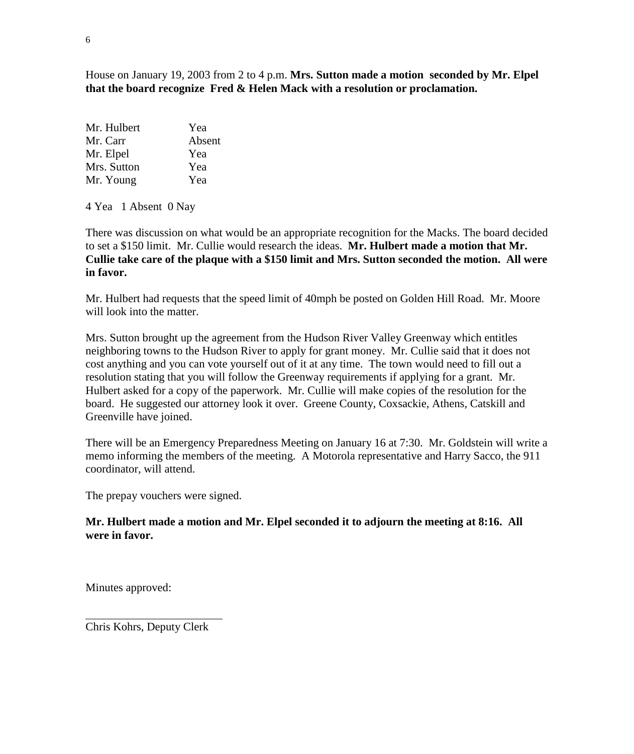House on January 19, 2003 from 2 to 4 p.m. **Mrs. Sutton made a motion seconded by Mr. Elpel that the board recognize Fred & Helen Mack with a resolution or proclamation.**

| | |
|---|---|
| Mr. Hulbert | Yea |
| Mr. Carr | Absent |
| Mr. Elpel | Yea |
| Mrs. Sutton | Yea |
| Mr. Young | Yea |

4 Yea 1 Absent 0 Nay

There was discussion on what would be an appropriate recognition for the Macks. The board decided to set a $150 limit. Mr. Cullie would research the ideas. **Mr. Hulbert made a motion that Mr. Cullie take care of the plaque with a $150 limit and Mrs. Sutton seconded the motion. All were in favor.**

Mr. Hulbert had requests that the speed limit of 40mph be posted on Golden Hill Road. Mr. Moore will look into the matter.

Mrs. Sutton brought up the agreement from the Hudson River Valley Greenway which entitles neighboring towns to the Hudson River to apply for grant money. Mr. Cullie said that it does not cost anything and you can vote yourself out of it at any time. The town would need to fill out a resolution stating that you will follow the Greenway requirements if applying for a grant. Mr. Hulbert asked for a copy of the paperwork. Mr. Cullie will make copies of the resolution for the board. He suggested our attorney look it over. Greene County, Coxsackie, Athens, Catskill and Greenville have joined.

There will be an Emergency Preparedness Meeting on January 16 at 7:30. Mr. Goldstein will write a memo informing the members of the meeting. A Motorola representative and Harry Sacco, the 911 coordinator, will attend.

The prepay vouchers were signed.

**Mr. Hulbert made a motion and Mr. Elpel seconded it to adjourn the meeting at 8:16. All were in favor.**

Minutes approved:

\_\_\_\_\_\_\_\_\_\_\_\_\_\_\_\_\_\_\_\_\_\_\_\_\_

Chris Kohrs, Deputy Clerk